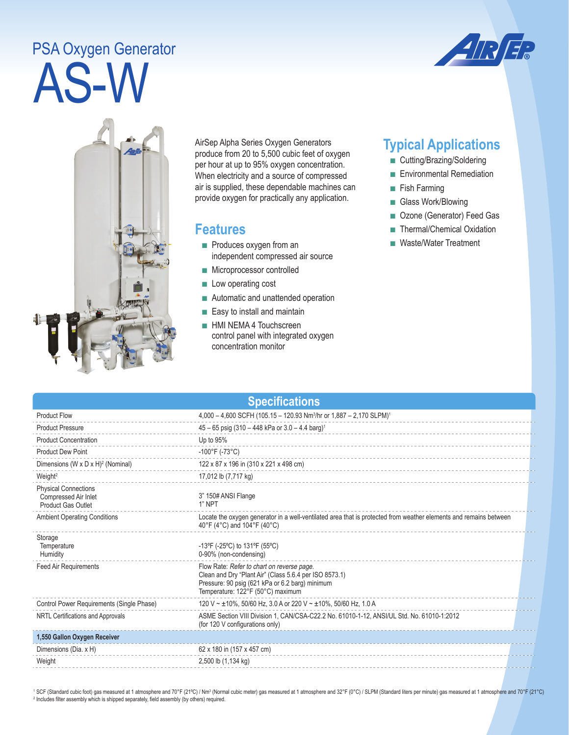# PSA Oxygen Generator

# AS-W

AirSep Alpha Series Oxygen Generators produce from 20 to 5,500 cubic feet of oxygen per hour at up to 95% oxygen concentration. When electricity and a source of compressed air is supplied, these dependable machines can provide oxygen for practically any application.

## Features

- Produces oxygen from an independent compressed air source
- Microprocessor controlled
- Low operating cost
- Automatic and unattended operation
- Easy to install and maintain
- HMI NEMA 4 Touchscreen control panel with integrated oxygen concentration monitor

## Typical Applications

- Cutting/Brazing/Soldering
- Environmental Remediation
- Fish Farming
- Glass Work/Blowing
- Ozone (Generator) Feed Gas
- Thermal/Chemical Oxidation
- Waste/Water Treatment

## Specifications

| | |
|---|---|
| Product Flow | 4,000 – 4,600 SCFH (105.15 – 120.93 $Nm^3/hr$ or 1,887 – 2,170 SLPM)[1] |
| Product Pressure | 45 – 65 psig (310 – 448 kPa or 3.0 – 4.4 barg)[1] |
| Product Concentration | Up to 95% |
| Product Dew Point | -100°F (-73°C) |
| Dimensions (W x D x H)[2] (Nominal) | 122 x 87 x 196 in (310 x 221 x 498 cm) |
| Weight[2] | 17,012 lb (7,717 kg) |
| Physical Connections<br>Compressed Air Inlet<br>Product Gas Outlet | <br>3" 150# ANSI Flange<br>1" NPT |
| Ambient Operating Conditions | Locate the oxygen generator in a well-ventilated area that is protected from weather elements and remains between 40°F (4°C) and 104°F (40°C) |
| Storage<br>Temperature<br>Humidity | <br>-13ºF (-25ºC) to 131ºF (55ºC)<br>0-90% (non-condensing) |
| Feed Air Requirements | Flow Rate: *Refer to chart on reverse page.*<br>Clean and Dry "Plant Air" (Class 5.6.4 per ISO 8573.1)<br>Pressure: 90 psig (621 kPa or 6.2 barg) minimum<br>Temperature: 122°F (50°C) maximum |
| Control Power Requirements (Single Phase) | 120 V ~ ±10%, 50/60 Hz, 3.0 A or 220 V ~ ±10%, 50/60 Hz, 1.0 A |
| NRTL Certifications and Approvals | ASME Section VIII Division 1, CAN/CSA-C22.2 No. 61010-1-12, ANSI/UL Std. No. 61010-1:2012 (for 120 V configurations only) |
| **1,550 Gallon Oxygen Receiver** | |
| Dimensions (Dia. x H) | 62 x 180 in (157 x 457 cm) |
| Weight | 2,500 lb (1,134 kg) |

[1] SCF (Standard cubic foot) gas measured at 1 atmosphere and 70°F (21ºC) / $Nm^3$ (Normal cubic meter) gas measured at 1 atmosphere and 32°F (0°C) / SLPM (Standard liters per minute) gas measured at 1 atmosphere and 70°F (21°C)
[2] Includes filter assembly which is shipped separately, field assembly (by others) required.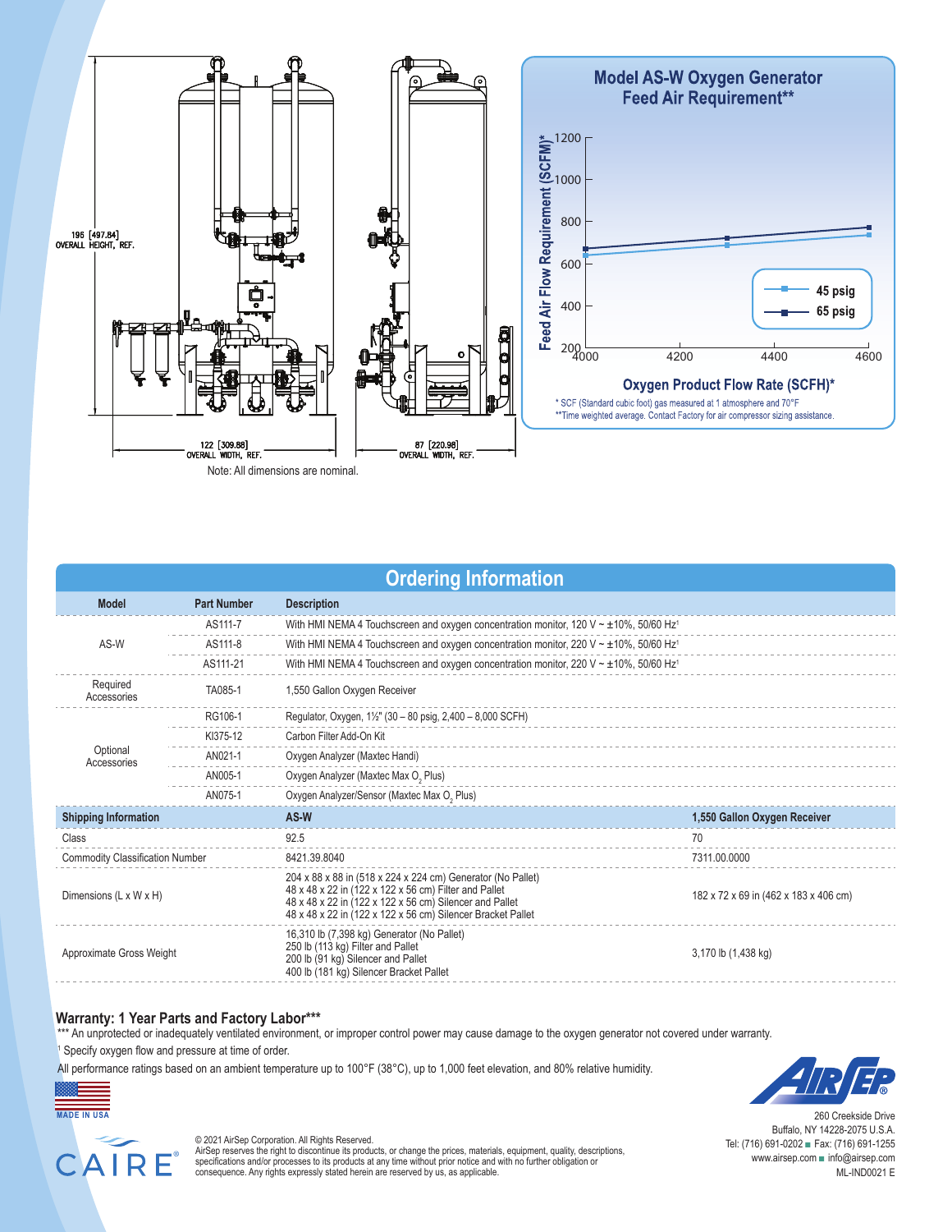196 [497.84]
OVERALL HEIGHT, REF.

122 [309.88]
OVERALL WIDTH, REF.

87 [220.98]
OVERALL WIDTH, REF.

Note: All dimensions are nominal.

## Model AS-W Oxygen Generator Feed Air Requirement**

Feed Air Flow Requirement (SCFM)*

1200
1000
800
600
400
200

4000
4200
4400
4600

45 psig
65 psig

Oxygen Product Flow Rate (SCFH)*

* SCF (Standard cubic foot) gas measured at 1 atmosphere and 70°F
**Time weighted average. Contact Factory for air compressor sizing assistance.

## Ordering Information

| Model | Part Number | Description | |
|---|---|---|---|
| AS-W | AS111-7 | With HMI NEMA 4 Touchscreen and oxygen concentration monitor, 120 V ~ ±10%, 50/60 Hz[1] | |
| | AS111-8 | With HMI NEMA 4 Touchscreen and oxygen concentration monitor, 220 V ~ ±10%, 50/60 Hz[1] | |
| | AS111-21 | With HMI NEMA 4 Touchscreen and oxygen concentration monitor, 220 V ~ ±10%, 50/60 Hz[1] | |
| Required Accessories | TA085-1 | 1,550 Gallon Oxygen Receiver | |
| Optional Accessories | RG106-1 | Regulator, Oxygen, 1½" (30 – 80 psig, 2,400 – 8,000 SCFH) | |
| | KI375-12 | Carbon Filter Add-On Kit | |
| | AN021-1 | Oxygen Analyzer (Maxtec Handi) | |
| | AN005-1 | Oxygen Analyzer (Maxtec Max $O_2$ Plus) | |
| | AN075-1 | Oxygen Analyzer/Sensor (Maxtec Max $O_2$ Plus) | |
| **Shipping Information** | | **AS-W** | **1,550 Gallon Oxygen Receiver** |
| Class | | 92.5 | 70 |
| Commodity Classification Number | | 8421.39.8040 | 7311.00.0000 |
| Dimensions (L x W x H) | | 204 x 88 x 88 in (518 x 224 x 224 cm) Generator (No Pallet)<br>48 x 48 x 22 in (122 x 122 x 56 cm) Filter and Pallet<br>48 x 48 x 22 in (122 x 122 x 56 cm) Silencer and Pallet<br>48 x 48 x 22 in (122 x 122 x 56 cm) Silencer Bracket Pallet | 182 x 72 x 69 in (462 x 183 x 406 cm) |
| Approximate Gross Weight | | 16,310 lb (7,398 kg) Generator (No Pallet)<br>250 lb (113 kg) Filter and Pallet<br>200 lb (91 kg) Silencer and Pallet<br>400 lb (181 kg) Silencer Bracket Pallet | 3,170 lb (1,438 kg) |

### Warranty: 1 Year Parts and Factory Labor***

*** An unprotected or inadequately ventilated environment, or improper control power may cause damage to the oxygen generator not covered under warranty.

[1] Specify oxygen flow and pressure at time of order.

All performance ratings based on an ambient temperature up to 100°F (38°C), up to 1,000 feet elevation, and 80% relative humidity.

MADE IN USA

CAIRE®

© 2021 AirSep Corporation. All Rights Reserved.
AirSep reserves the right to discontinue its products, or change the prices, materials, equipment, quality, descriptions, specifications and/or processes to its products at any time without prior notice and with no further obligation or consequence. Any rights expressly stated herein are reserved by us, as applicable.

AIRSEP®

260 Creekside Drive
Buffalo, NY 14228-2075 U.S.A.
Tel: (716) 691-0202 ■ Fax: (716) 691-1255
www.airsep.com ■ info@airsep.com
ML-IND0021 E